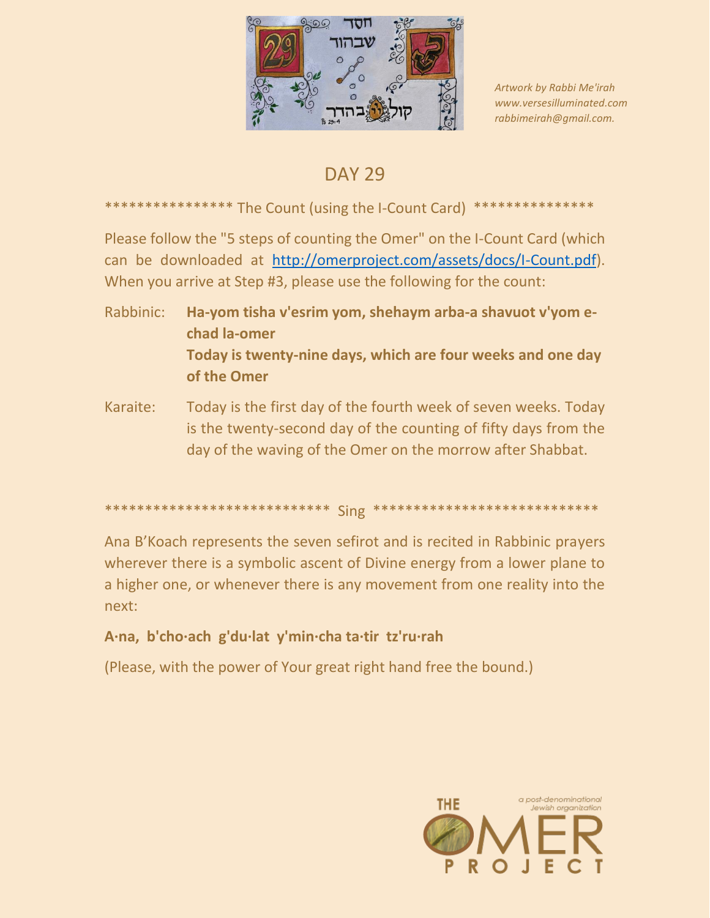*Artwork by Rabbi Me'irah*
*www.versesilluminated.com*
*rabbimeirah@gmail.com.*

# DAY 29

*************** The Count (using the I-Count Card) ***************

Please follow the "5 steps of counting the Omer" on the I-Count Card (which can be downloaded at http://omerproject.com/assets/docs/I-Count.pdf). When you arrive at Step #3, please use the following for the count:

Rabbinic: **Ha-yom tisha v'esrim yom, shehaym arba-a shavuot v'yom e-chad la-omer**
**Today is twenty-nine days, which are four weeks and one day of the Omer**

Karaite: Today is the first day of the fourth week of seven weeks. Today is the twenty-second day of the counting of fifty days from the day of the waving of the Omer on the morrow after Shabbat.

*************************** Sing ***************************

Ana B'Koach represents the seven sefirot and is recited in Rabbinic prayers wherever there is a symbolic ascent of Divine energy from a lower plane to a higher one, or whenever there is any movement from one reality into the next:

**A·na, b'cho·ach g'du·lat y'min·cha ta·tir tz'ru·rah**

(Please, with the power of Your great right hand free the bound.)

THE OMER PROJECT
a post-denominational Jewish organization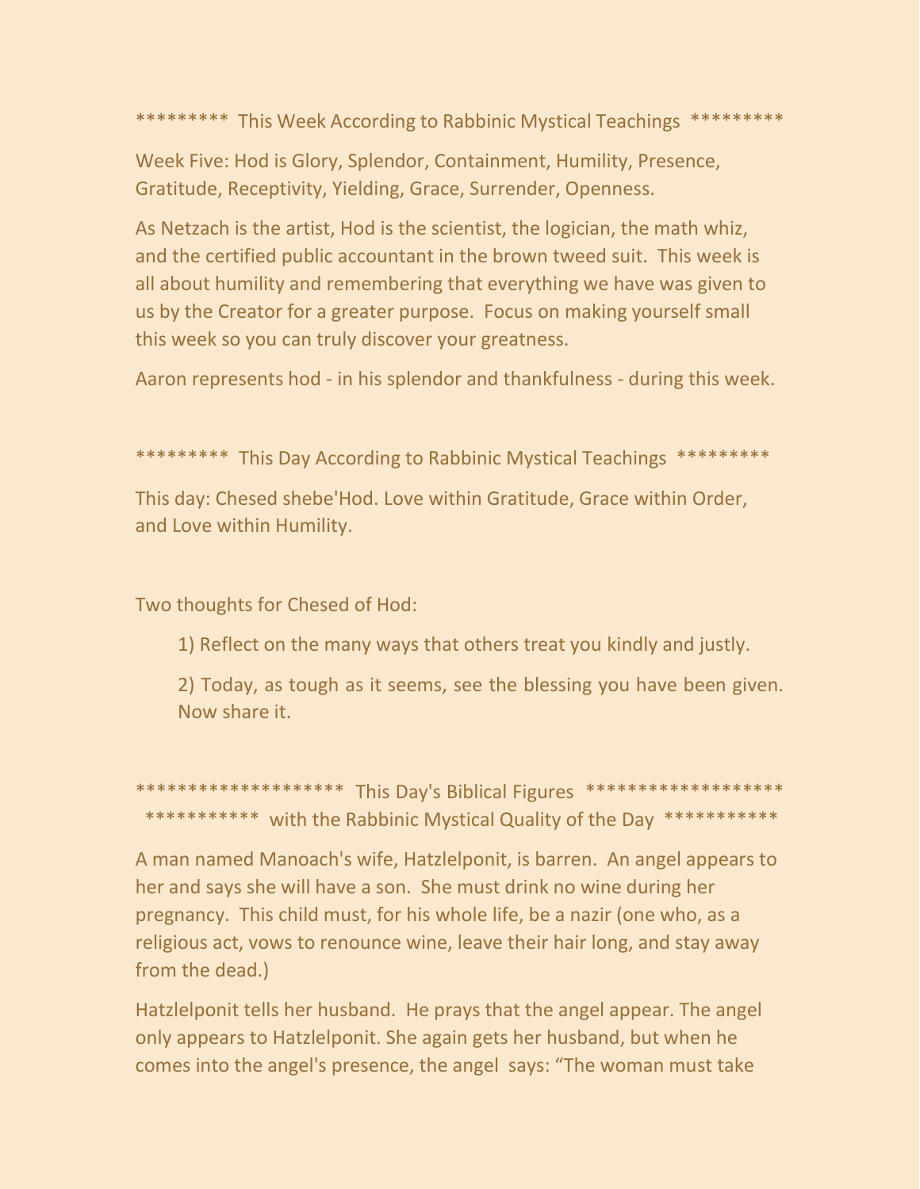********* This Week According to Rabbinic Mystical Teachings *********

Week Five: Hod is Glory, Splendor, Containment, Humility, Presence, Gratitude, Receptivity, Yielding, Grace, Surrender, Openness.

As Netzach is the artist, Hod is the scientist, the logician, the math whiz, and the certified public accountant in the brown tweed suit. This week is all about humility and remembering that everything we have was given to us by the Creator for a greater purpose. Focus on making yourself small this week so you can truly discover your greatness.

Aaron represents hod - in his splendor and thankfulness - during this week.

********* This Day According to Rabbinic Mystical Teachings *********

This day: Chesed shebe'Hod. Love within Gratitude, Grace within Order, and Love within Humility.

Two thoughts for Chesed of Hod:

1) Reflect on the many ways that others treat you kindly and justly.

2) Today, as tough as it seems, see the blessing you have been given. Now share it.

******************* This Day's Biblical Figures *******************
*********** with the Rabbinic Mystical Quality of the Day ***********

A man named Manoach's wife, Hatzlelponit, is barren. An angel appears to her and says she will have a son. She must drink no wine during her pregnancy. This child must, for his whole life, be a nazir (one who, as a religious act, vows to renounce wine, leave their hair long, and stay away from the dead.)

Hatzlelponit tells her husband. He prays that the angel appear. The angel only appears to Hatzlelponit. She again gets her husband, but when he comes into the angel's presence, the angel says: "The woman must take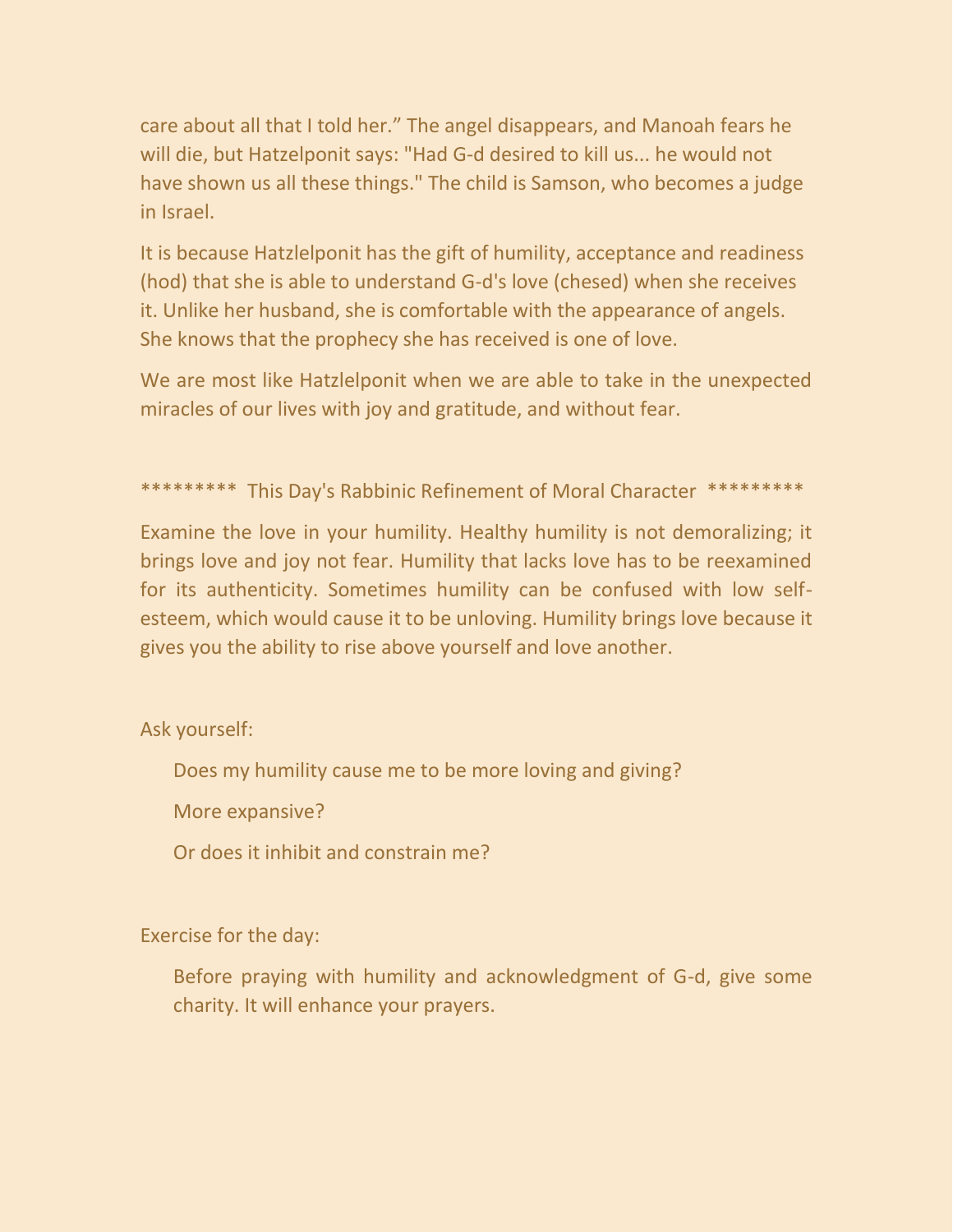care about all that I told her." The angel disappears, and Manoah fears he will die, but Hatzelponit says: "Had G-d desired to kill us... he would not have shown us all these things." The child is Samson, who becomes a judge in Israel.

It is because Hatzlelponit has the gift of humility, acceptance and readiness (hod) that she is able to understand G-d's love (chesed) when she receives it. Unlike her husband, she is comfortable with the appearance of angels. She knows that the prophecy she has received is one of love.

We are most like Hatzlelponit when we are able to take in the unexpected miracles of our lives with joy and gratitude, and without fear.

********* This Day's Rabbinic Refinement of Moral Character *********

Examine the love in your humility. Healthy humility is not demoralizing; it brings love and joy not fear. Humility that lacks love has to be reexamined for its authenticity. Sometimes humility can be confused with low self-esteem, which would cause it to be unloving. Humility brings love because it gives you the ability to rise above yourself and love another.

Ask yourself:

> Does my humility cause me to be more loving and giving?
>
> More expansive?
>
> Or does it inhibit and constrain me?

Exercise for the day:

> Before praying with humility and acknowledgment of G-d, give some charity. It will enhance your prayers.